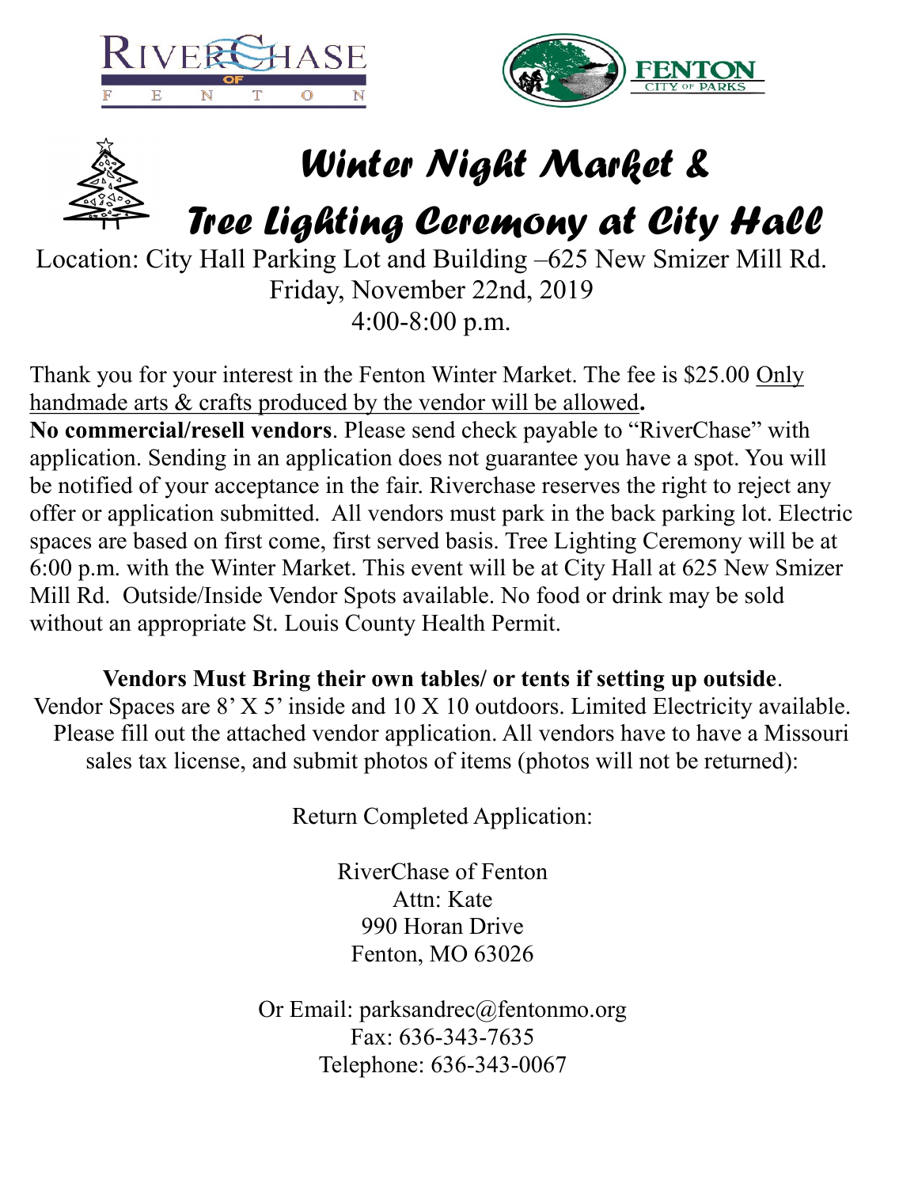# Winter Night Market &
# Tree Lighting Ceremony at City Hall

Location: City Hall Parking Lot and Building –625 New Smizer Mill Rd.
Friday, November 22nd, 2019
4:00-8:00 p.m.

Thank you for your interest in the Fenton Winter Market. The fee is $25.00 Only handmade arts & crafts produced by the vendor will be allowed**.**
**No commercial/resell vendors**. Please send check payable to "RiverChase" with application. Sending in an application does not guarantee you have a spot. You will be notified of your acceptance in the fair. Riverchase reserves the right to reject any offer or application submitted. All vendors must park in the back parking lot. Electric spaces are based on first come, first served basis. Tree Lighting Ceremony will be at 6:00 p.m. with the Winter Market. This event will be at City Hall at 625 New Smizer Mill Rd. Outside/Inside Vendor Spots available. No food or drink may be sold without an appropriate St. Louis County Health Permit.

**Vendors Must Bring their own tables/ or tents if setting up outside**.
Vendor Spaces are 8' X 5' inside and 10 X 10 outdoors. Limited Electricity available. Please fill out the attached vendor application. All vendors have to have a Missouri sales tax license, and submit photos of items (photos will not be returned):

Return Completed Application:

RiverChase of Fenton
Attn: Kate
990 Horan Drive
Fenton, MO 63026

Or Email: parksandrec@fentonmo.org
Fax: 636-343-7635
Telephone: 636-343-0067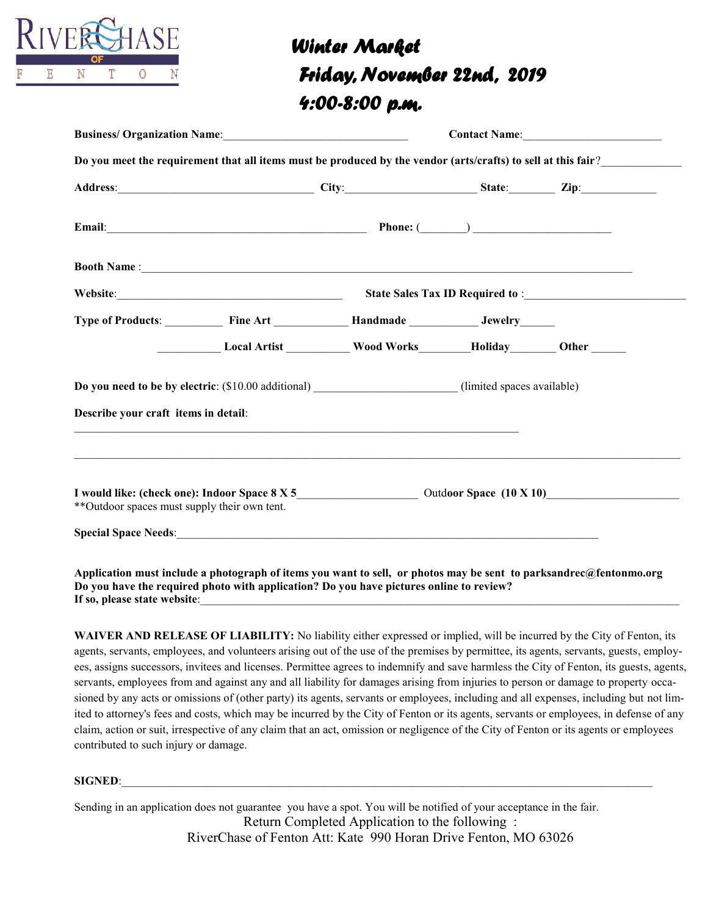RIVERCHASE OF FENTON

# *Winter Market*

## *Friday, November 22nd, 2019*

## *4:00-8:00 p.m.*

**Business/ Organization Name**:_______________________________ **Contact Name**:________________________

**Do you meet the requirement that all items must be produced by the vendor (arts/crafts) to sell at this fair**?_____________

**Address**:_________________________________ **City**:______________________ **State**:________ **Zip**:_____________

**Email**:_____________________________________________ **Phone:** (________) _______________________

**Booth Name** :_________________________________________________________________________________

**Website**:________________________________________ **State Sales Tax ID Required to** :___________________________

**Type of Products**: __________ **Fine Art** _____________ **Handmade** ____________ **Jewelry**______

__________ **Local Artist** ___________ **Wood Works**_________**Holiday**________ **Other** ______

**Do you need to be by electric**: ($10.00 additional) ________________________ (limited spaces available)

**Describe your craft items in detail**:

_____________________________________________________________________________

_____________________________________________________________________________________________________

**I would like: (check one): Indoor Space 8 X 5**____________________ Outd**oor Space (10 X 10)**______________________

**Outdoor spaces must supply their own tent.

**Special Space Needs**:___________________________________________________________________________

**Application must include a photograph of items you want to sell, or photos may be sent to parksandrec@fentonmo.org**
**Do you have the required photo with application? Do you have pictures online to review?**
**If so, please state website**:_________________________________________________________________________________

**WAIVER AND RELEASE OF LIABILITY:** No liability either expressed or implied, will be incurred by the City of Fenton, its agents, servants, employees, and volunteers arising out of the use of the premises by permittee, its agents, servants, guests, employees, assigns successors, invitees and licenses. Permittee agrees to indemnify and save harmless the City of Fenton, its guests, agents, servants, employees from and against any and all liability for damages arising from injuries to person or damage to property occasioned by any acts or omissions of (other party) its agents, servants or employees, including and all expenses, including but not limited to attorney's fees and costs, which may be incurred by the City of Fenton or its agents, servants or employees, in defense of any claim, action or suit, irrespective of any claim that an act, omission or negligence of the City of Fenton or its agents or employees contributed to such injury or damage.

**SIGNED**:_________________________________________________________________________________________

Sending in an application does not guarantee you have a spot. You will be notified of your acceptance in the fair.

Return Completed Application to the following :

RiverChase of Fenton Att: Kate 990 Horan Drive Fenton, MO 63026